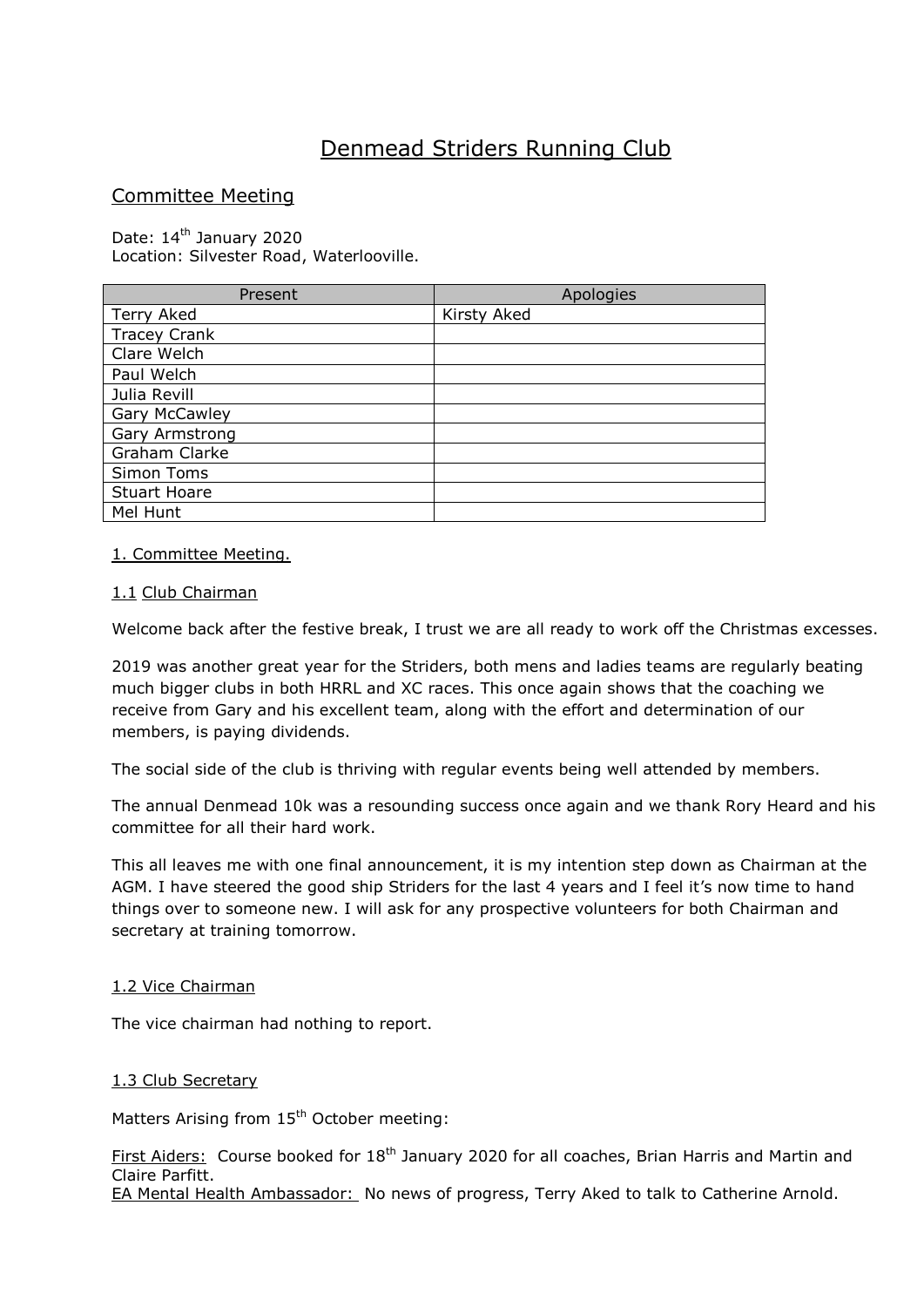# Denmead Striders Running Club

## Committee Meeting

Date: 14th January 2020
Location: Silvester Road, Waterlooville.

| Present | Apologies |
|---|---|
| Terry Aked | Kirsty Aked |
| Tracey Crank | |
| Clare Welch | |
| Paul Welch | |
| Julia Revill | |
| Gary McCawley | |
| Gary Armstrong | |
| Graham Clarke | |
| Simon Toms | |
| Stuart Hoare | |
| Mel Hunt | |

### 1. Committee Meeting.

#### 1.1 Club Chairman

Welcome back after the festive break, I trust we are all ready to work off the Christmas excesses.

2019 was another great year for the Striders, both mens and ladies teams are regularly beating much bigger clubs in both HRRL and XC races. This once again shows that the coaching we receive from Gary and his excellent team, along with the effort and determination of our members, is paying dividends.

The social side of the club is thriving with regular events being well attended by members.

The annual Denmead 10k was a resounding success once again and we thank Rory Heard and his committee for all their hard work.

This all leaves me with one final announcement, it is my intention step down as Chairman at the AGM. I have steered the good ship Striders for the last 4 years and I feel it's now time to hand things over to someone new. I will ask for any prospective volunteers for both Chairman and secretary at training tomorrow.

#### 1.2 Vice Chairman

The vice chairman had nothing to report.

#### 1.3 Club Secretary

Matters Arising from 15th October meeting:

First Aiders: Course booked for 18th January 2020 for all coaches, Brian Harris and Martin and Claire Parfitt.
EA Mental Health Ambassador: No news of progress, Terry Aked to talk to Catherine Arnold.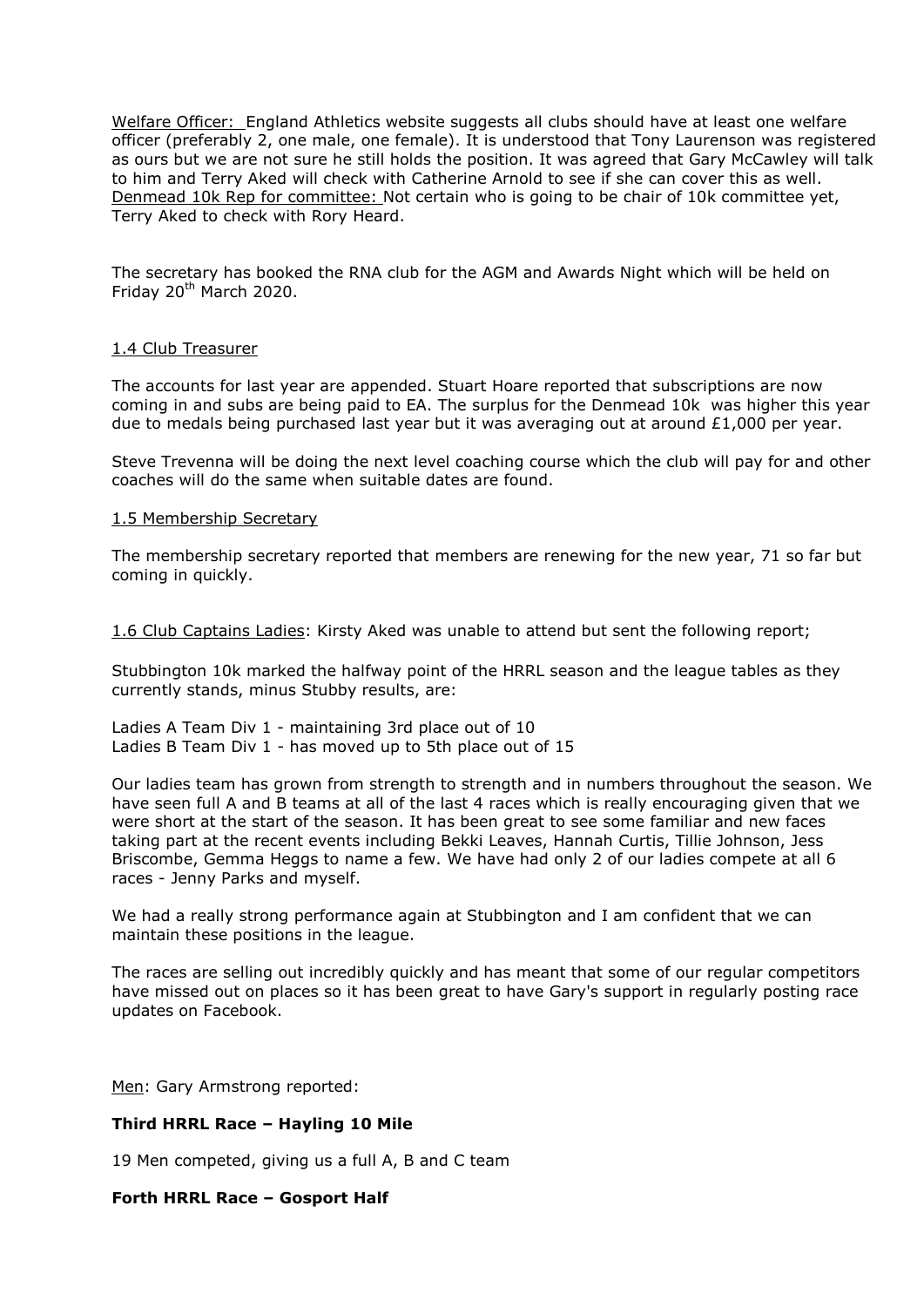Welfare Officer: England Athletics website suggests all clubs should have at least one welfare officer (preferably 2, one male, one female). It is understood that Tony Laurenson was registered as ours but we are not sure he still holds the position. It was agreed that Gary McCawley will talk to him and Terry Aked will check with Catherine Arnold to see if she can cover this as well.
Denmead 10k Rep for committee: Not certain who is going to be chair of 10k committee yet, Terry Aked to check with Rory Heard.

The secretary has booked the RNA club for the AGM and Awards Night which will be held on Friday 20th March 2020.

1.4 Club Treasurer

The accounts for last year are appended. Stuart Hoare reported that subscriptions are now coming in and subs are being paid to EA. The surplus for the Denmead 10k was higher this year due to medals being purchased last year but it was averaging out at around £1,000 per year.

Steve Trevenna will be doing the next level coaching course which the club will pay for and other coaches will do the same when suitable dates are found.

1.5 Membership Secretary

The membership secretary reported that members are renewing for the new year, 71 so far but coming in quickly.

1.6 Club Captains Ladies: Kirsty Aked was unable to attend but sent the following report;

Stubbington 10k marked the halfway point of the HRRL season and the league tables as they currently stands, minus Stubby results, are:

Ladies A Team Div 1 - maintaining 3rd place out of 10
Ladies B Team Div 1 - has moved up to 5th place out of 15

Our ladies team has grown from strength to strength and in numbers throughout the season. We have seen full A and B teams at all of the last 4 races which is really encouraging given that we were short at the start of the season. It has been great to see some familiar and new faces taking part at the recent events including Bekki Leaves, Hannah Curtis, Tillie Johnson, Jess Briscombe, Gemma Heggs to name a few. We have had only 2 of our ladies compete at all 6 races - Jenny Parks and myself.

We had a really strong performance again at Stubbington and I am confident that we can maintain these positions in the league.

The races are selling out incredibly quickly and has meant that some of our regular competitors have missed out on places so it has been great to have Gary's support in regularly posting race updates on Facebook.

Men: Gary Armstrong reported:

**Third HRRL Race – Hayling 10 Mile**

19 Men competed, giving us a full A, B and C team

**Forth HRRL Race – Gosport Half**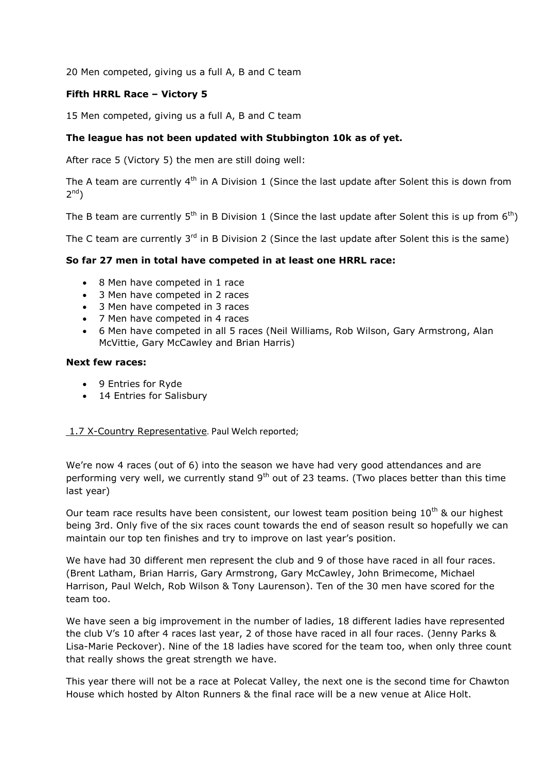20 Men competed, giving us a full A, B and C team

**Fifth HRRL Race – Victory 5**

15 Men competed, giving us a full A, B and C team

**The league has not been updated with Stubbington 10k as of yet.**

After race 5 (Victory 5) the men are still doing well:

The A team are currently 4th in A Division 1 (Since the last update after Solent this is down from 2nd)

The B team are currently 5th in B Division 1 (Since the last update after Solent this is up from 6th)

The C team are currently 3rd in B Division 2 (Since the last update after Solent this is the same)

**So far 27 men in total have competed in at least one HRRL race:**

- 8 Men have competed in 1 race
- 3 Men have competed in 2 races
- 3 Men have competed in 3 races
- 7 Men have competed in 4 races
- 6 Men have competed in all 5 races (Neil Williams, Rob Wilson, Gary Armstrong, Alan McVittie, Gary McCawley and Brian Harris)

**Next few races:**

- 9 Entries for Ryde
- 14 Entries for Salisbury

1.7 X-Country Representative. Paul Welch reported;

We're now 4 races (out of 6) into the season we have had very good attendances and are performing very well, we currently stand 9th out of 23 teams. (Two places better than this time last year)

Our team race results have been consistent, our lowest team position being 10th & our highest being 3rd. Only five of the six races count towards the end of season result so hopefully we can maintain our top ten finishes and try to improve on last year's position.

We have had 30 different men represent the club and 9 of those have raced in all four races. (Brent Latham, Brian Harris, Gary Armstrong, Gary McCawley, John Brimecome, Michael Harrison, Paul Welch, Rob Wilson & Tony Laurenson). Ten of the 30 men have scored for the team too.

We have seen a big improvement in the number of ladies, 18 different ladies have represented the club V's 10 after 4 races last year, 2 of those have raced in all four races. (Jenny Parks & Lisa-Marie Peckover). Nine of the 18 ladies have scored for the team too, when only three count that really shows the great strength we have.

This year there will not be a race at Polecat Valley, the next one is the second time for Chawton House which hosted by Alton Runners & the final race will be a new venue at Alice Holt.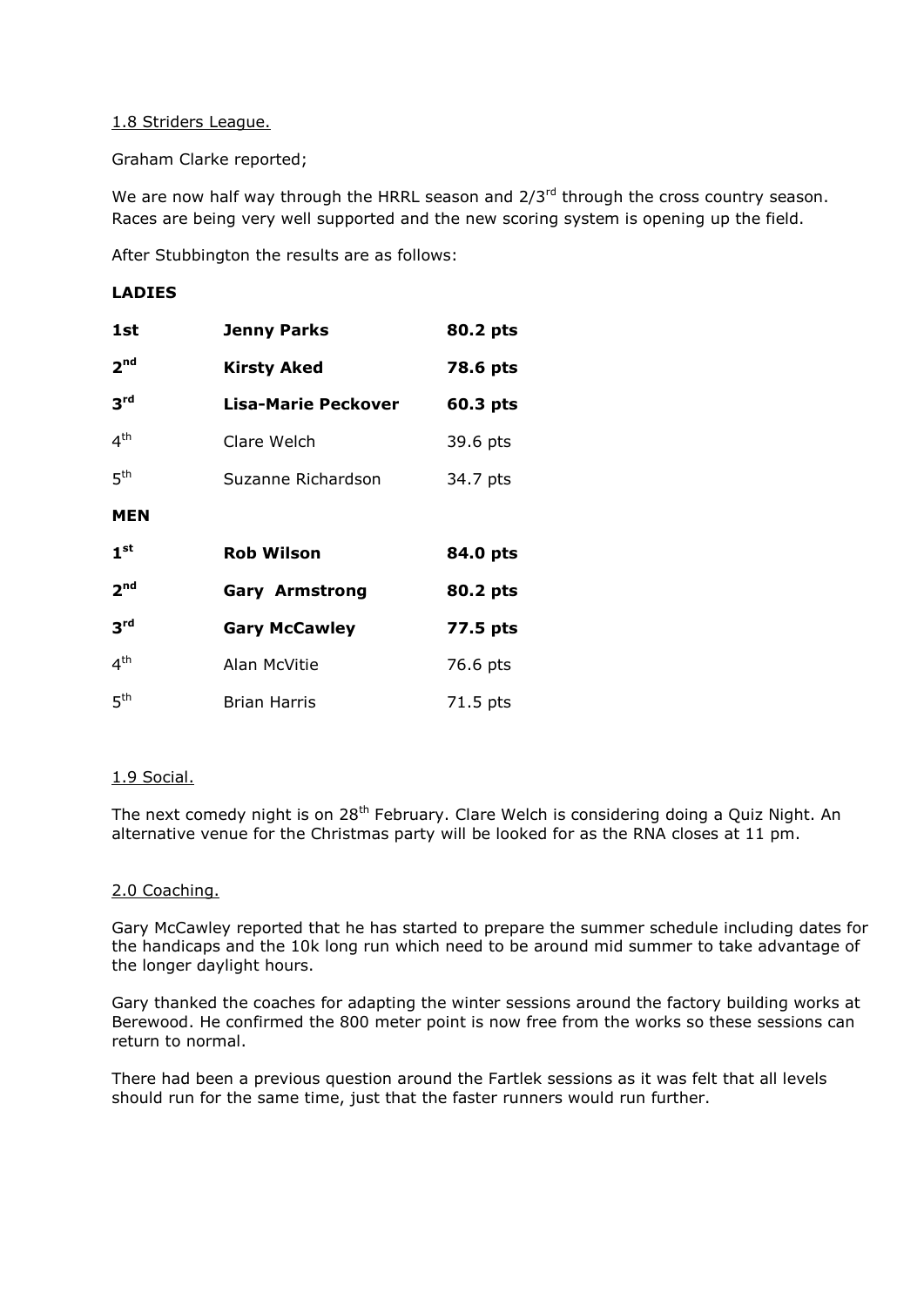1.8 Striders League.

Graham Clarke reported;

We are now half way through the HRRL season and 2/3rd through the cross country season. Races are being very well supported and the new scoring system is opening up the field.

After Stubbington the results are as follows:

**LADIES**

| | | |
|---|---|---|
| **1st** | **Jenny Parks** | **80.2 pts** |
| **2nd** | **Kirsty Aked** | **78.6 pts** |
| **3rd** | **Lisa-Marie Peckover** | **60.3 pts** |
| 4th | Clare Welch | 39.6 pts |
| 5th | Suzanne Richardson | 34.7 pts |

**MEN**

| | | |
|---|---|---|
| **1st** | **Rob Wilson** | **84.0 pts** |
| **2nd** | **Gary Armstrong** | **80.2 pts** |
| **3rd** | **Gary McCawley** | **77.5 pts** |
| 4th | Alan McVitie | 76.6 pts |
| 5th | Brian Harris | 71.5 pts |

1.9 Social.

The next comedy night is on 28th February. Clare Welch is considering doing a Quiz Night. An alternative venue for the Christmas party will be looked for as the RNA closes at 11 pm.

2.0 Coaching.

Gary McCawley reported that he has started to prepare the summer schedule including dates for the handicaps and the 10k long run which need to be around mid summer to take advantage of the longer daylight hours.

Gary thanked the coaches for adapting the winter sessions around the factory building works at Berewood. He confirmed the 800 meter point is now free from the works so these sessions can return to normal.

There had been a previous question around the Fartlek sessions as it was felt that all levels should run for the same time, just that the faster runners would run further.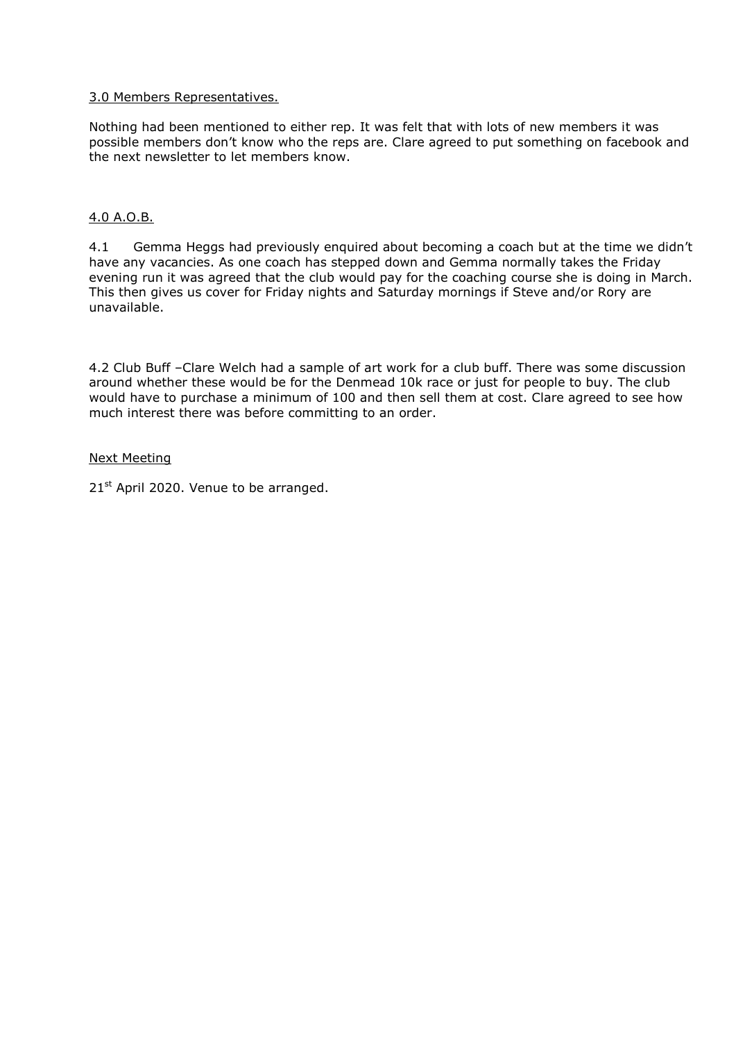## 3.0 Members Representatives.

Nothing had been mentioned to either rep. It was felt that with lots of new members it was possible members don't know who the reps are. Clare agreed to put something on facebook and the next newsletter to let members know.

## 4.0 A.O.B.

4.1 Gemma Heggs had previously enquired about becoming a coach but at the time we didn't have any vacancies. As one coach has stepped down and Gemma normally takes the Friday evening run it was agreed that the club would pay for the coaching course she is doing in March. This then gives us cover for Friday nights and Saturday mornings if Steve and/or Rory are unavailable.

4.2 Club Buff –Clare Welch had a sample of art work for a club buff. There was some discussion around whether these would be for the Denmead 10k race or just for people to buy. The club would have to purchase a minimum of 100 and then sell them at cost. Clare agreed to see how much interest there was before committing to an order.

## Next Meeting

21st April 2020. Venue to be arranged.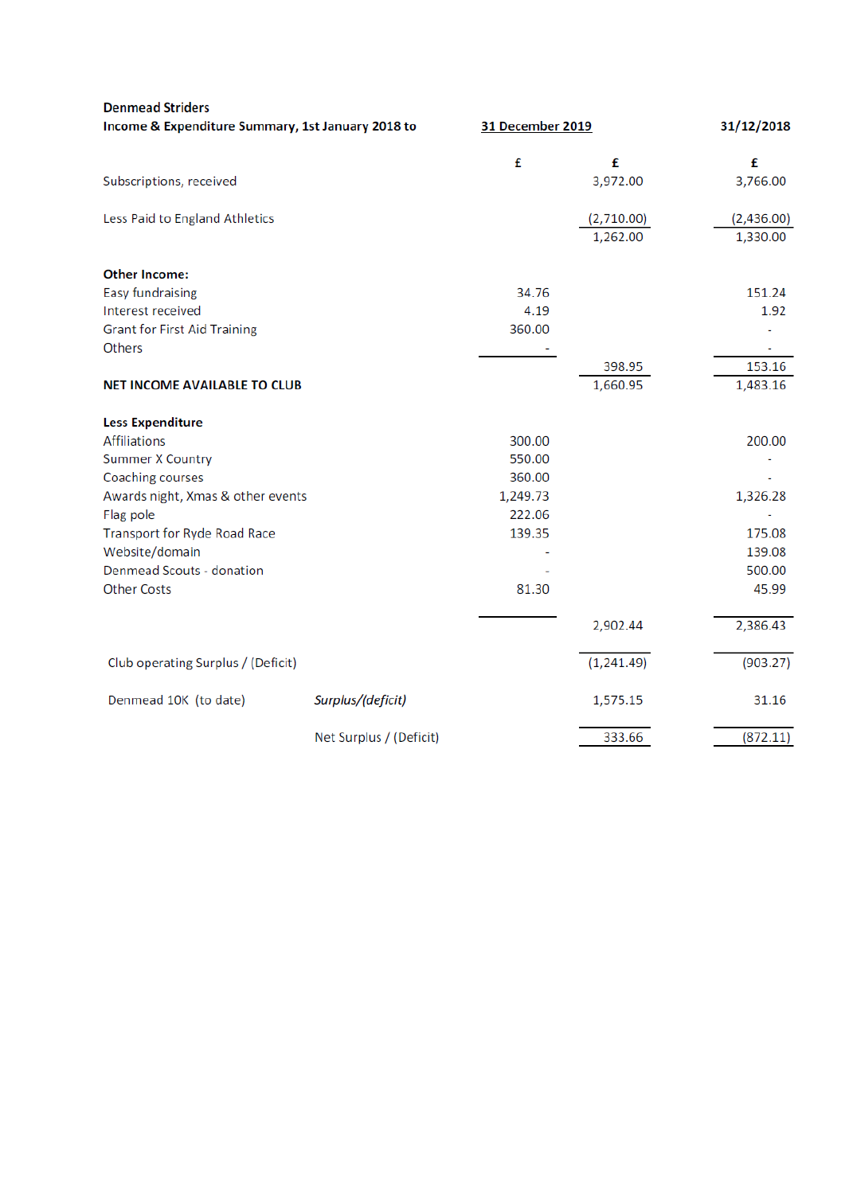**Denmead Striders**

| Income & Expenditure Summary, 1st January 2018 to | | 31 December 2019 | | 31/12/2018 |
|---|---|---|---|---|
| | | £ | £ | £ |
| Subscriptions, received | | | 3,972.00 | 3,766.00 |
| Less Paid to England Athletics | | | (2,710.00) | (2,436.00) |
| | | | 1,262.00 | 1,330.00 |
| **Other Income:** | | | | |
| Easy fundraising | | 34.76 | | 151.24 |
| Interest received | | 4.19 | | 1.92 |
| Grant for First Aid Training | | 360.00 | | - |
| Others | | - | | - |
| | | | 398.95 | 153.16 |
| **NET INCOME AVAILABLE TO CLUB** | | | 1,660.95 | 1,483.16 |
| **Less Expenditure** | | | | |
| Affiliations | | 300.00 | | 200.00 |
| Summer X Country | | 550.00 | | - |
| Coaching courses | | 360.00 | | - |
| Awards night, Xmas & other events | | 1,249.73 | | 1,326.28 |
| Flag pole | | 222.06 | | - |
| Transport for Ryde Road Race | | 139.35 | | 175.08 |
| Website/domain | | - | | 139.08 |
| Denmead Scouts - donation | | - | | 500.00 |
| Other Costs | | 81.30 | | 45.99 |
| | | | 2,902.44 | 2,386.43 |
| Club operating Surplus / (Deficit) | | | (1,241.49) | (903.27) |
| Denmead 10K (to date) | *Surplus/(deficit)* | | 1,575.15 | 31.16 |
| | Net Surplus / (Deficit) | | 333.66 | (872.11) |